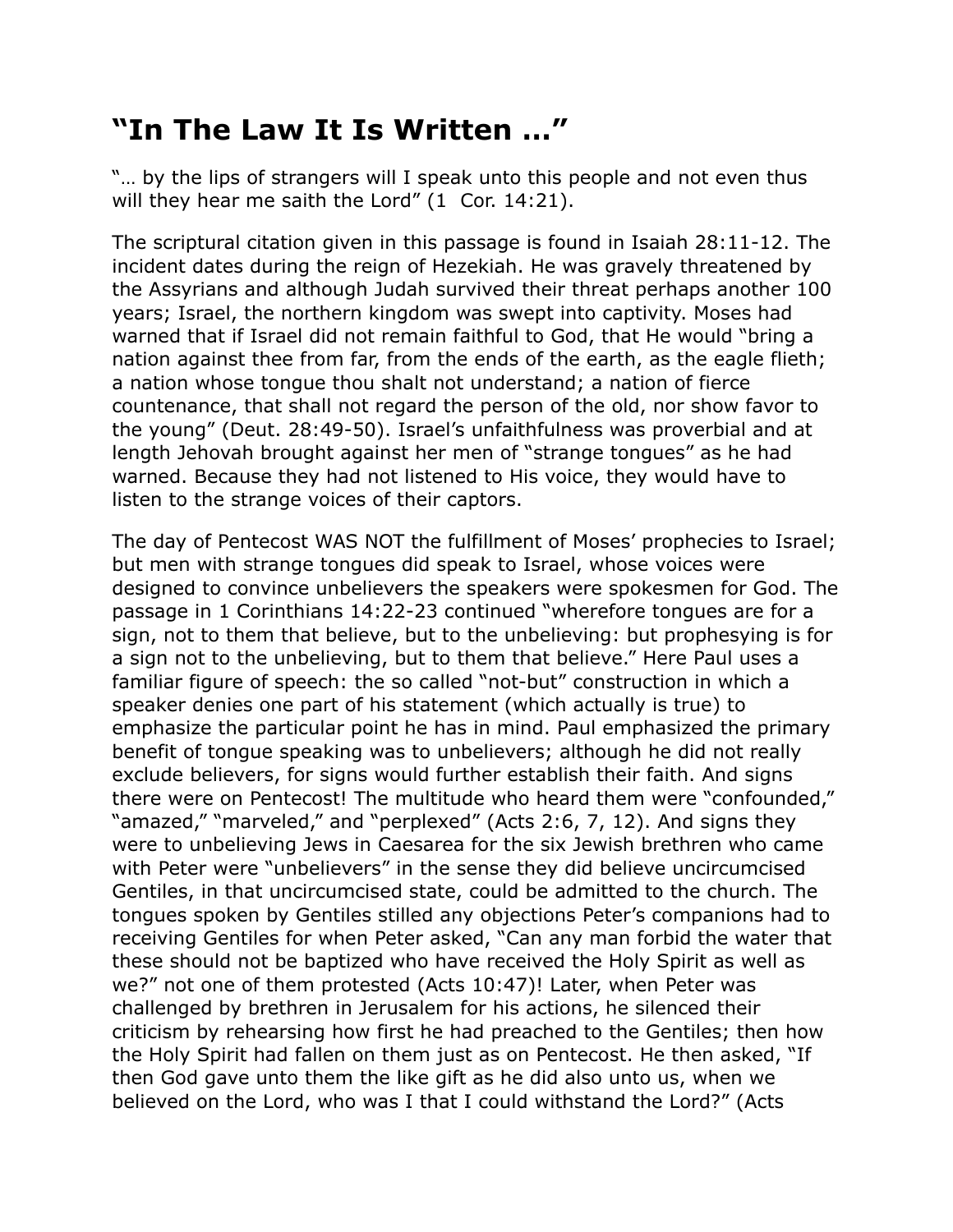# “In The Law It Is Written …”

“… by the lips of strangers will I speak unto this people and not even thus will they hear me saith the Lord” (1 Cor. 14:21).

The scriptural citation given in this passage is found in Isaiah 28:11-12. The incident dates during the reign of Hezekiah. He was gravely threatened by the Assyrians and although Judah survived their threat perhaps another 100 years; Israel, the northern kingdom was swept into captivity. Moses had warned that if Israel did not remain faithful to God, that He would “bring a nation against thee from far, from the ends of the earth, as the eagle flieth; a nation whose tongue thou shalt not understand; a nation of fierce countenance, that shall not regard the person of the old, nor show favor to the young” (Deut. 28:49-50). Israel’s unfaithfulness was proverbial and at length Jehovah brought against her men of “strange tongues” as he had warned. Because they had not listened to His voice, they would have to listen to the strange voices of their captors.

The day of Pentecost WAS NOT the fulfillment of Moses’ prophecies to Israel; but men with strange tongues did speak to Israel, whose voices were designed to convince unbelievers the speakers were spokesmen for God. The passage in 1 Corinthians 14:22-23 continued “wherefore tongues are for a sign, not to them that believe, but to the unbelieving: but prophesying is for a sign not to the unbelieving, but to them that believe.” Here Paul uses a familiar figure of speech: the so called “not-but” construction in which a speaker denies one part of his statement (which actually is true) to emphasize the particular point he has in mind. Paul emphasized the primary benefit of tongue speaking was to unbelievers; although he did not really exclude believers, for signs would further establish their faith. And signs there were on Pentecost! The multitude who heard them were “confounded,” “amazed,” “marveled,” and “perplexed” (Acts 2:6, 7, 12). And signs they were to unbelieving Jews in Caesarea for the six Jewish brethren who came with Peter were “unbelievers” in the sense they did believe uncircumcised Gentiles, in that uncircumcised state, could be admitted to the church. The tongues spoken by Gentiles stilled any objections Peter’s companions had to receiving Gentiles for when Peter asked, “Can any man forbid the water that these should not be baptized who have received the Holy Spirit as well as we?” not one of them protested (Acts 10:47)! Later, when Peter was challenged by brethren in Jerusalem for his actions, he silenced their criticism by rehearsing how first he had preached to the Gentiles; then how the Holy Spirit had fallen on them just as on Pentecost. He then asked, “If then God gave unto them the like gift as he did also unto us, when we believed on the Lord, who was I that I could withstand the Lord?” (Acts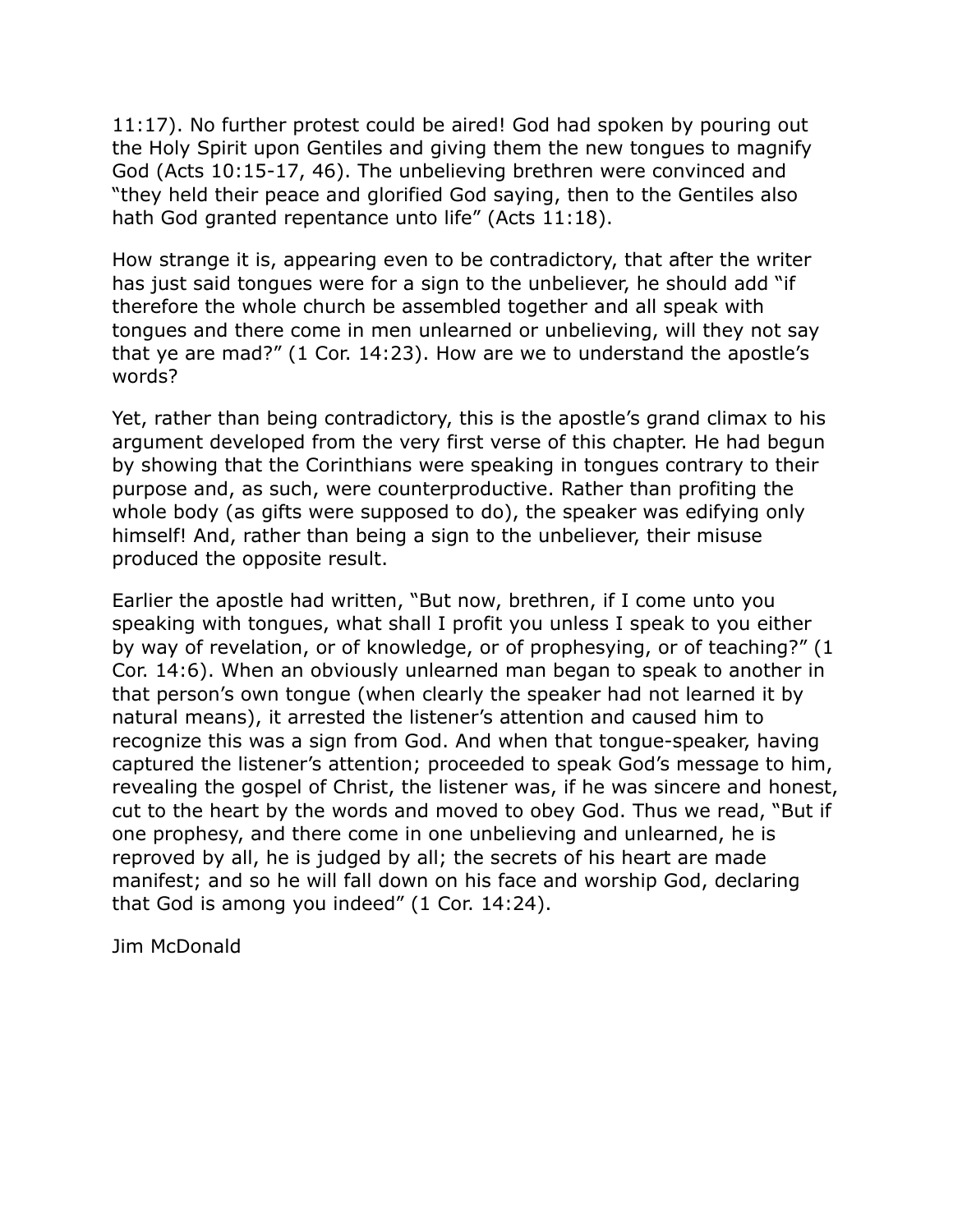11:17). No further protest could be aired! God had spoken by pouring out the Holy Spirit upon Gentiles and giving them the new tongues to magnify God (Acts 10:15-17, 46). The unbelieving brethren were convinced and "they held their peace and glorified God saying, then to the Gentiles also hath God granted repentance unto life" (Acts 11:18).

How strange it is, appearing even to be contradictory, that after the writer has just said tongues were for a sign to the unbeliever, he should add "if therefore the whole church be assembled together and all speak with tongues and there come in men unlearned or unbelieving, will they not say that ye are mad?" (1 Cor. 14:23). How are we to understand the apostle's words?

Yet, rather than being contradictory, this is the apostle's grand climax to his argument developed from the very first verse of this chapter. He had begun by showing that the Corinthians were speaking in tongues contrary to their purpose and, as such, were counterproductive. Rather than profiting the whole body (as gifts were supposed to do), the speaker was edifying only himself! And, rather than being a sign to the unbeliever, their misuse produced the opposite result.

Earlier the apostle had written, "But now, brethren, if I come unto you speaking with tongues, what shall I profit you unless I speak to you either by way of revelation, or of knowledge, or of prophesying, or of teaching?" (1 Cor. 14:6). When an obviously unlearned man began to speak to another in that person's own tongue (when clearly the speaker had not learned it by natural means), it arrested the listener's attention and caused him to recognize this was a sign from God. And when that tongue-speaker, having captured the listener's attention; proceeded to speak God's message to him, revealing the gospel of Christ, the listener was, if he was sincere and honest, cut to the heart by the words and moved to obey God. Thus we read, "But if one prophesy, and there come in one unbelieving and unlearned, he is reproved by all, he is judged by all; the secrets of his heart are made manifest; and so he will fall down on his face and worship God, declaring that God is among you indeed" (1 Cor. 14:24).

Jim McDonald